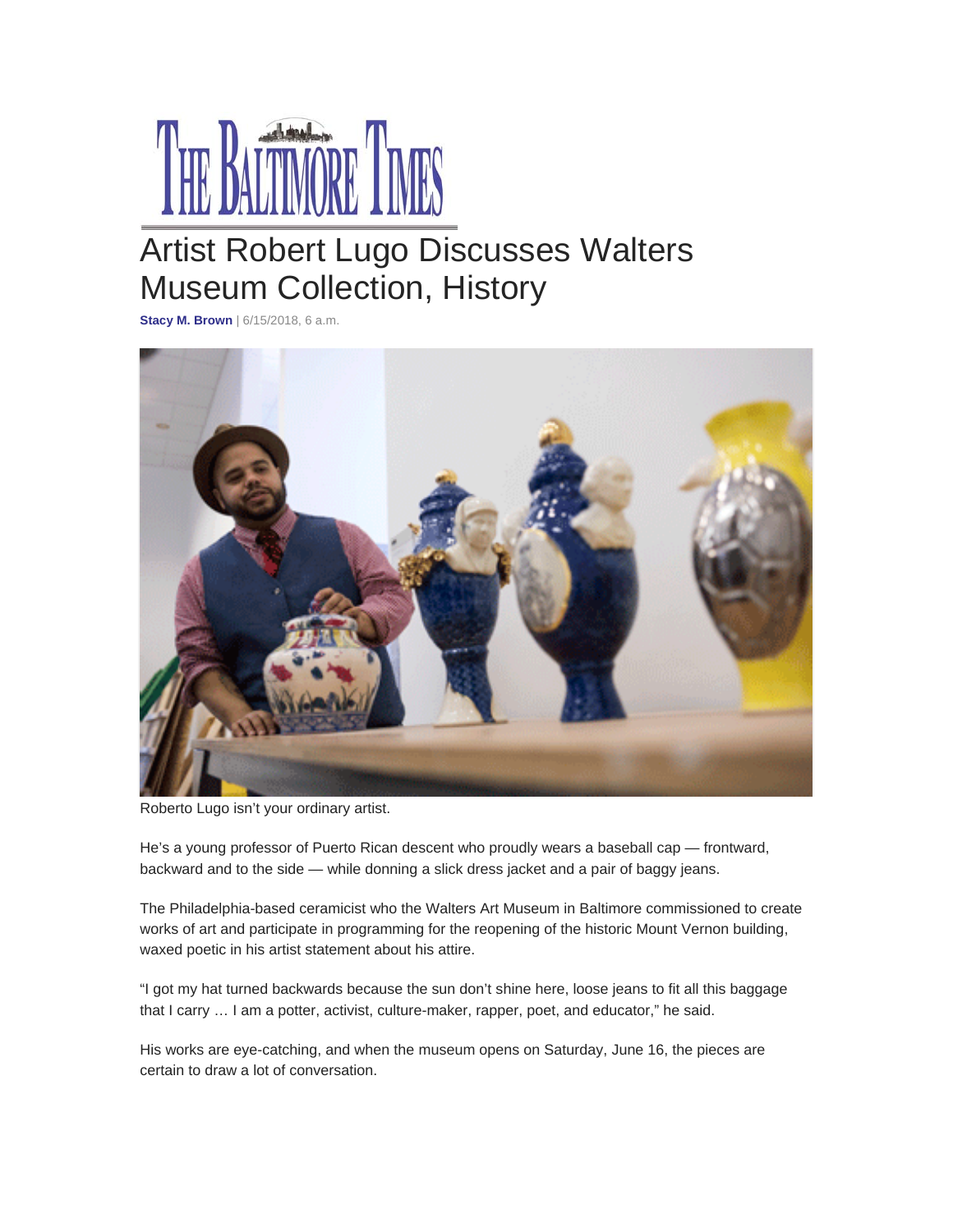# Artist Robert Lugo Discusses Walters Museum Collection, History

**Stacy M. Brown** | 6/15/2018, 6 a.m.

Roberto Lugo isn't your ordinary artist.

He's a young professor of Puerto Rican descent who proudly wears a baseball cap — frontward, backward and to the side — while donning a slick dress jacket and a pair of baggy jeans.

The Philadelphia-based ceramicist who the Walters Art Museum in Baltimore commissioned to create works of art and participate in programming for the reopening of the historic Mount Vernon building, waxed poetic in his artist statement about his attire.

"I got my hat turned backwards because the sun don't shine here, loose jeans to fit all this baggage that I carry … I am a potter, activist, culture-maker, rapper, poet, and educator," he said.

His works are eye-catching, and when the museum opens on Saturday, June 16, the pieces are certain to draw a lot of conversation.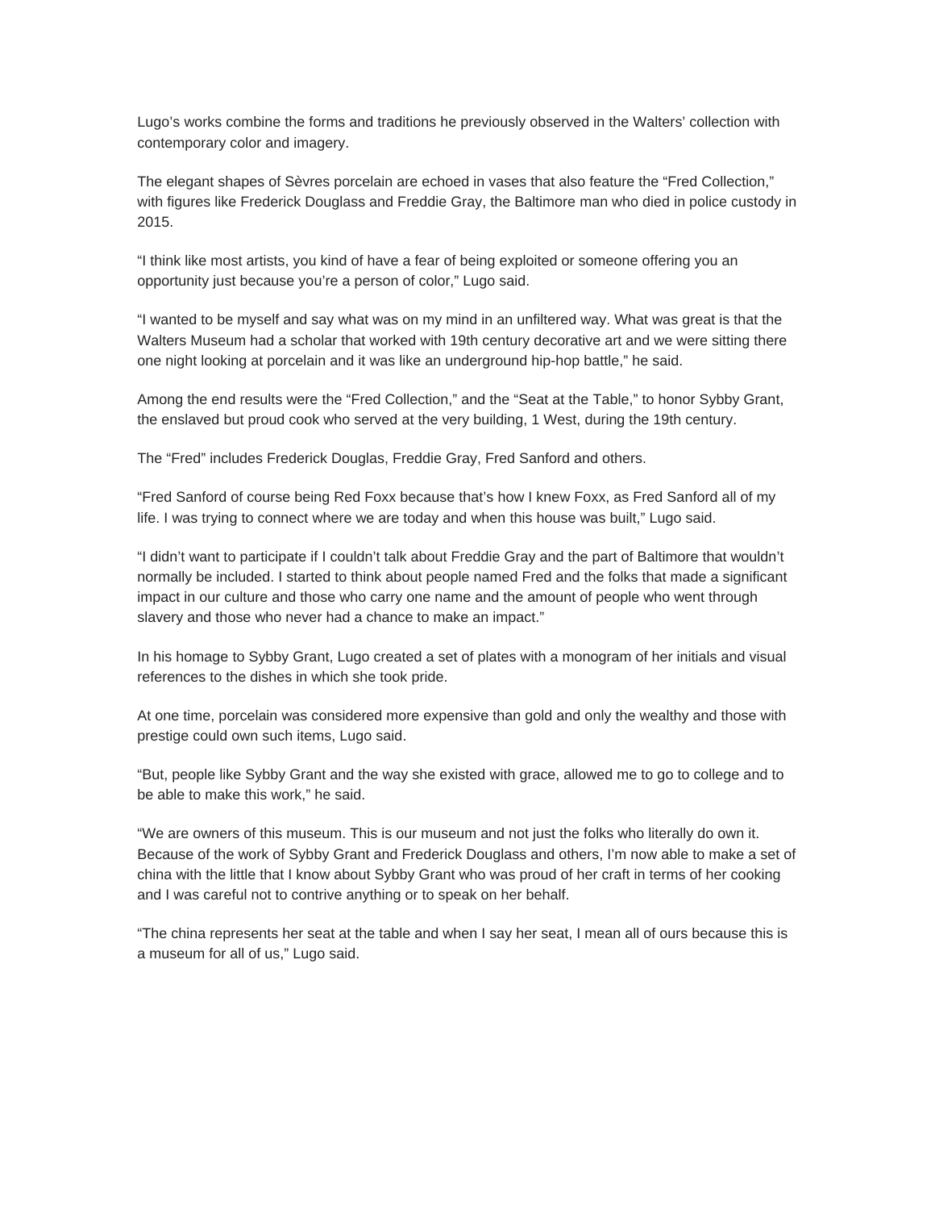Lugo's works combine the forms and traditions he previously observed in the Walters' collection with contemporary color and imagery.

The elegant shapes of Sèvres porcelain are echoed in vases that also feature the "Fred Collection," with figures like Frederick Douglass and Freddie Gray, the Baltimore man who died in police custody in 2015.

"I think like most artists, you kind of have a fear of being exploited or someone offering you an opportunity just because you're a person of color," Lugo said.

"I wanted to be myself and say what was on my mind in an unfiltered way. What was great is that the Walters Museum had a scholar that worked with 19th century decorative art and we were sitting there one night looking at porcelain and it was like an underground hip-hop battle," he said.

Among the end results were the "Fred Collection," and the "Seat at the Table," to honor Sybby Grant, the enslaved but proud cook who served at the very building, 1 West, during the 19th century.

The "Fred" includes Frederick Douglas, Freddie Gray, Fred Sanford and others.

"Fred Sanford of course being Red Foxx because that's how I knew Foxx, as Fred Sanford all of my life. I was trying to connect where we are today and when this house was built," Lugo said.

"I didn't want to participate if I couldn't talk about Freddie Gray and the part of Baltimore that wouldn't normally be included. I started to think about people named Fred and the folks that made a significant impact in our culture and those who carry one name and the amount of people who went through slavery and those who never had a chance to make an impact."

In his homage to Sybby Grant, Lugo created a set of plates with a monogram of her initials and visual references to the dishes in which she took pride.

At one time, porcelain was considered more expensive than gold and only the wealthy and those with prestige could own such items, Lugo said.

"But, people like Sybby Grant and the way she existed with grace, allowed me to go to college and to be able to make this work," he said.

"We are owners of this museum. This is our museum and not just the folks who literally do own it. Because of the work of Sybby Grant and Frederick Douglass and others, I'm now able to make a set of china with the little that I know about Sybby Grant who was proud of her craft in terms of her cooking and I was careful not to contrive anything or to speak on her behalf.

"The china represents her seat at the table and when I say her seat, I mean all of ours because this is a museum for all of us," Lugo said.